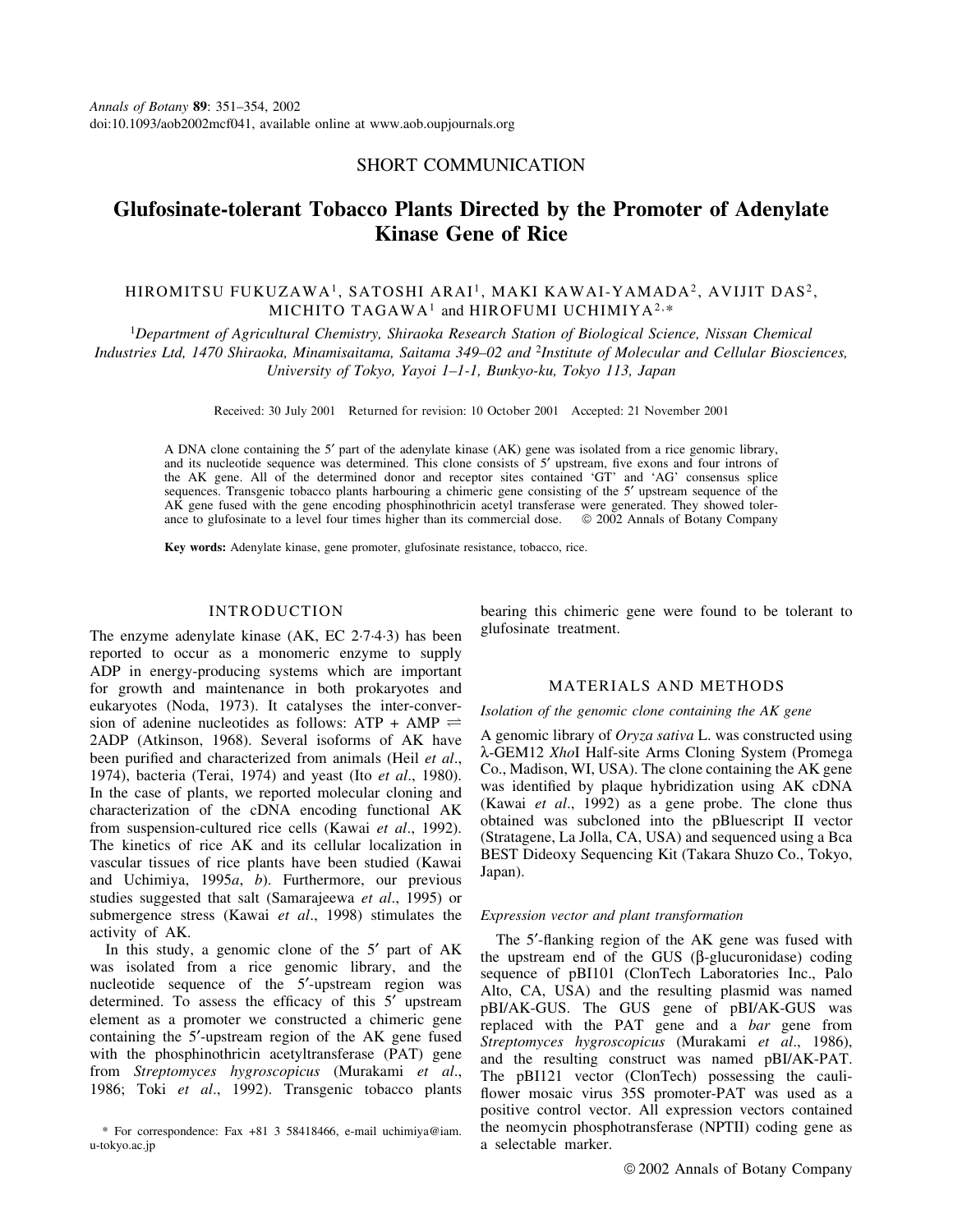SHORT COMMUNICATION

# Glufosinate-tolerant Tobacco Plants Directed by the Promoter of Adenylate Kinase Gene of Rice

HIROMITSU FUKUZAWA[1], SATOSHI ARAI[1], MAKI KAWAI-YAMADA[2], AVIJIT DAS[2], MICHITO TAGAWA[1] and HIROFUMI UCHIMIYA[2,*]

[1]*Department of Agricultural Chemistry, Shiraoka Research Station of Biological Science, Nissan Chemical Industries Ltd, 1470 Shiraoka, Minamisaitama, Saitama 349–02 and* [2]*Institute of Molecular and Cellular Biosciences, University of Tokyo, Yayoi 1–1-1, Bunkyo-ku, Tokyo 113, Japan*

Received: 30 July 2001 Returned for revision: 10 October 2001 Accepted: 21 November 2001

A DNA clone containing the 5′ part of the adenylate kinase (AK) gene was isolated from a rice genomic library, and its nucleotide sequence was determined. This clone consists of 5′ upstream, five exons and four introns of the AK gene. All of the determined donor and receptor sites contained 'GT' and 'AG' consensus splice sequences. Transgenic tobacco plants harbouring a chimeric gene consisting of the 5′ upstream sequence of the AK gene fused with the gene encoding phosphinothricin acetyl transferase were generated. They showed tolerance to glufosinate to a level four times higher than its commercial dose. © 2002 Annals of Botany Company

**Key words:** Adenylate kinase, gene promoter, glufosinate resistance, tobacco, rice.

## INTRODUCTION

The enzyme adenylate kinase (AK, EC 2·7·4·3) has been reported to occur as a monomeric enzyme to supply ADP in energy-producing systems which are important for growth and maintenance in both prokaryotes and eukaryotes (Noda, 1973). It catalyses the inter-conversion of adenine nucleotides as follows: ATP + AMP $\rightleftharpoons$ 2ADP (Atkinson, 1968). Several isoforms of AK have been purified and characterized from animals (Heil *et al*., 1974), bacteria (Terai, 1974) and yeast (Ito *et al*., 1980). In the case of plants, we reported molecular cloning and characterization of the cDNA encoding functional AK from suspension-cultured rice cells (Kawai *et al*., 1992). The kinetics of rice AK and its cellular localization in vascular tissues of rice plants have been studied (Kawai and Uchimiya, 1995*a*, *b*). Furthermore, our previous studies suggested that salt (Samarajeewa *et al*., 1995) or submergence stress (Kawai *et al*., 1998) stimulates the activity of AK.

In this study, a genomic clone of the 5′ part of AK was isolated from a rice genomic library, and the nucleotide sequence of the 5′-upstream region was determined. To assess the efficacy of this 5′ upstream element as a promoter we constructed a chimeric gene containing the 5′-upstream region of the AK gene fused with the phosphinothricin acetyltransferase (PAT) gene from *Streptomyces hygroscopicus* (Murakami *et al*., 1986; Toki *et al*., 1992). Transgenic tobacco plants bearing this chimeric gene were found to be tolerant to glufosinate treatment.

## MATERIALS AND METHODS

### Isolation of the genomic clone containing the AK gene

A genomic library of *Oryza sativa* L. was constructed using λ-GEM12 *Xho*I Half-site Arms Cloning System (Promega Co., Madison, WI, USA). The clone containing the AK gene was identified by plaque hybridization using AK cDNA (Kawai *et al*., 1992) as a gene probe. The clone thus obtained was subcloned into the pBluescript II vector (Stratagene, La Jolla, CA, USA) and sequenced using a Bca BEST Dideoxy Sequencing Kit (Takara Shuzo Co., Tokyo, Japan).

### Expression vector and plant transformation

The 5′-flanking region of the AK gene was fused with the upstream end of the GUS (β-glucuronidase) coding sequence of pBI101 (ClonTech Laboratories Inc., Palo Alto, CA, USA) and the resulting plasmid was named pBI/AK-GUS. The GUS gene of pBI/AK-GUS was replaced with the PAT gene and a *bar* gene from *Streptomyces hygroscopicus* (Murakami *et al*., 1986), and the resulting construct was named pBI/AK-PAT. The pBI121 vector (ClonTech) possessing the cauliflower mosaic virus 35S promoter-PAT was used as a positive control vector. All expression vectors contained the neomycin phosphotransferase (NPTII) coding gene as a selectable marker.

\* For correspondence: Fax +81 3 58418466, e-mail uchimiya@iam.u-tokyo.ac.jp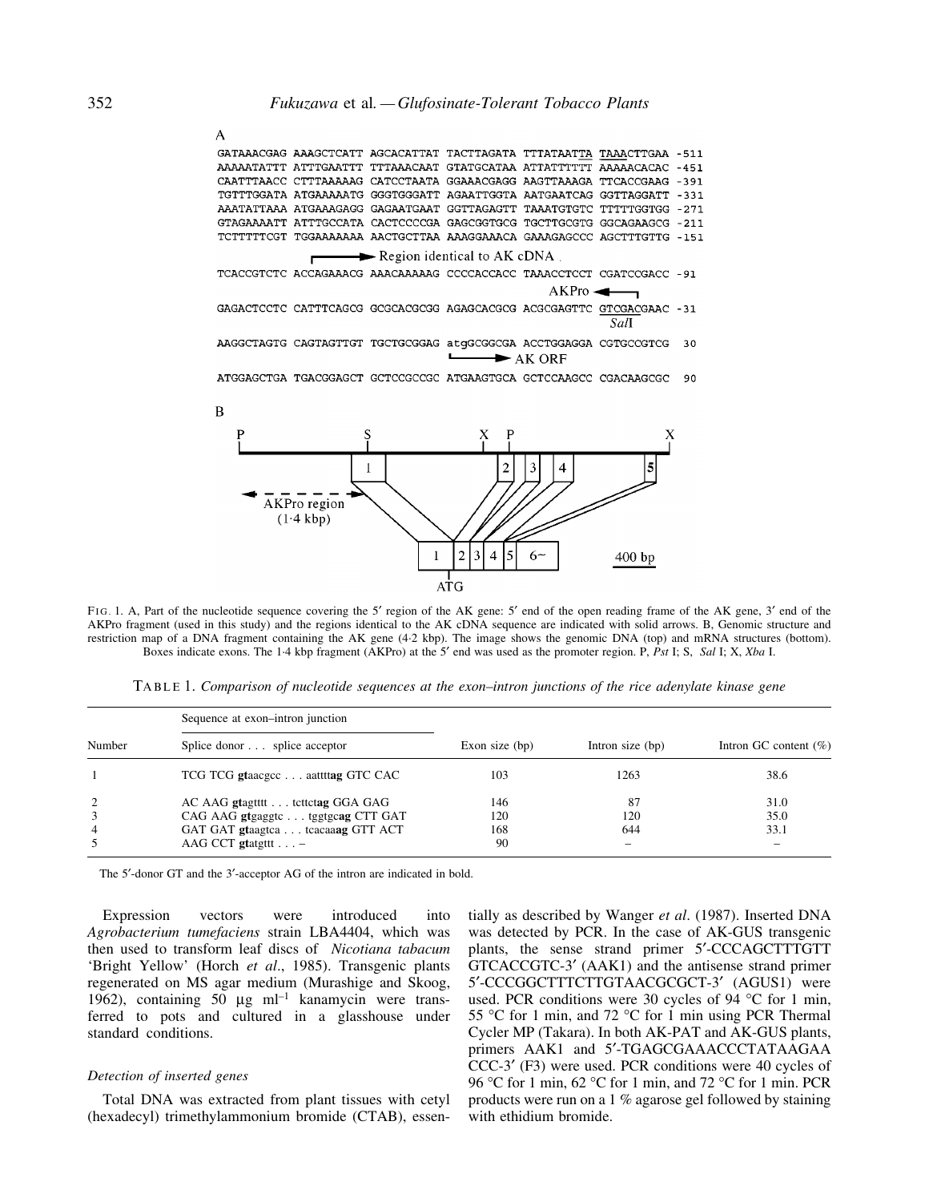A

```
GATAAACGAG AAAGCTCATT AGCACATTAT TACTTAGATA TTTATAATTA TAAACTTGAA -511
AAAAATATTT ATTTGAATTT TTTAAACAAT GTATGCATAA ATTATTTTTT AAAAACACAC -451
CAATTTAACC CTTTAAAAAG CATCCTAATA GGAAACGAGG AAGTTAAAGA TTCACCGAAG -391
TGTTTGGATA ATGAAAAATG GGGTGGGATT AGAATTGGTA AATGAATCAG GGTTAGGATT -331
AAATATTAAA ATGAAAGAGG GAGAATGAAT GGTTAGAGTT TAAATGTGTC TTTTTGGTGG -271
GTAGAAAATT ATTTGCCATA CACTCCCCGA GAGCGGTGCG TGCTTGCGTG GGCAGAAGCG -211
TCTTTTTCGT TGGAAAAAAA AACTGCTTAA AAAGGAAACA GAAAGAGCCC AGCTTTGTTG -151
                    Region identical to AK cDNA
TCACCGTCTC ACCAGAAACG AAACAAAAAG CCCCACCACC TAAACCTCCT CGATCCGACC -91
                                                  AKPro
GAGACTCCTC CATTTCAGCG GCGCACGCGG AGAGCACGCG ACGCGAGTTC GTCGACGAAC -31
                                                       SalI
AAGGCTAGTG CAGTAGTTGT TGCTGCGGAG atgGCGGCGA ACCTGGAGGA CGTGCCGTCG  30
                                 AK ORF
ATGGAGCTGA TGACGGAGCT GCTCCGCCGC ATGAAGTGCA GCTCCAAGCC CGACAAGCGC  90
```

B

FIG. 1. A, Part of the nucleotide sequence covering the 5′ region of the AK gene: 5′ end of the open reading frame of the AK gene, 3′ end of the AKPro fragment (used in this study) and the regions identical to the AK cDNA sequence are indicated with solid arrows. B, Genomic structure and restriction map of a DNA fragment containing the AK gene (4·2 kbp). The image shows the genomic DNA (top) and mRNA structures (bottom). Boxes indicate exons. The 1·4 kbp fragment (AKPro) at the 5′ end was used as the promoter region. P, *Pst* I; S, *Sal* I; X, *Xba* I.

TABLE 1. *Comparison of nucleotide sequences at the exon–intron junctions of the rice adenylate kinase gene*

| Number | Sequence at exon–intron junction<br>Splice donor . . . splice acceptor | Exon size (bp) | Intron size (bp) | Intron GC content (%) |
|---|---|---|---|---|
| 1 | TCG TCG **gt**aacgcc . . . aattt**tag** GTC CAC | 103 | 1263 | 38.6 |
| 2 | AC AAG **gt**agtttt . . . tcttc**tag** GGA GAG | 146 | 87 | 31.0 |
| 3 | CAG AAG **gt**gaggtc . . . tggtgc**ag** CTT GAT | 120 | 120 | 35.0 |
| 4 | GAT GAT **gt**aagtca . . . tcacaa**ag** GTT ACT | 168 | 644 | 33.1 |
| 5 | AAG CCT **gt**atgttt . . . – | 90 | – | – |

The 5′-donor GT and the 3′-acceptor AG of the intron are indicated in bold.

Expression vectors were introduced into *Agrobacterium tumefaciens* strain LBA4404, which was then used to transform leaf discs of *Nicotiana tabacum* 'Bright Yellow' (Horch *et al*., 1985). Transgenic plants regenerated on MS agar medium (Murashige and Skoog, 1962), containing 50 µg ml$^{-1}$ kanamycin were transferred to pots and cultured in a glasshouse under standard conditions.

### *Detection of inserted genes*

Total DNA was extracted from plant tissues with cetyl (hexadecyl) trimethylammonium bromide (CTAB), essentially as described by Wanger *et al*. (1987). Inserted DNA was detected by PCR. In the case of AK-GUS transgenic plants, the sense strand primer 5′-CCCAGCTTTGTT GTCACCGTC-3′ (AAK1) and the antisense strand primer 5′-CCCGGCTTTCTTGTAACGCGCT-3′ (AGUS1) were used. PCR conditions were 30 cycles of 94 °C for 1 min, 55 °C for 1 min, and 72 °C for 1 min using PCR Thermal Cycler MP (Takara). In both AK-PAT and AK-GUS plants, primers AAK1 and 5′-TGAGCGAAACCCTATAAGAA CCC-3′ (F3) were used. PCR conditions were 40 cycles of 96 °C for 1 min, 62 °C for 1 min, and 72 °C for 1 min. PCR products were run on a 1 % agarose gel followed by staining with ethidium bromide.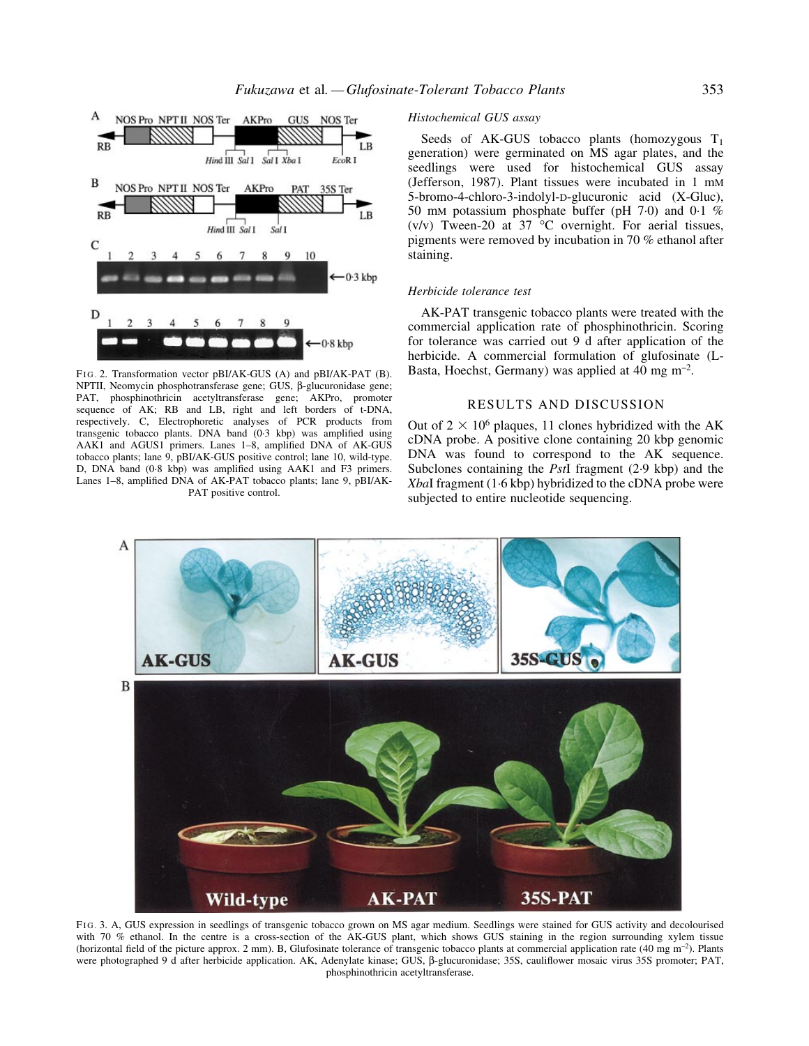FIG. 2. Transformation vector pBI/AK-GUS (A) and pBI/AK-PAT (B). NPTII, Neomycin phosphotransferase gene; GUS, β-glucuronidase gene; PAT, phosphinothricin acetyltransferase gene; AKPro, promoter sequence of AK; RB and LB, right and left borders of t-DNA, respectively. C, Electrophoretic analyses of PCR products from transgenic tobacco plants. DNA band (0·3 kbp) was amplified using AAK1 and AGUS1 primers. Lanes 1–8, amplified DNA of AK-GUS tobacco plants; lane 9, pBI/AK-GUS positive control; lane 10, wild-type. D, DNA band (0·8 kbp) was amplified using AAK1 and F3 primers. Lanes 1–8, amplified DNA of AK-PAT tobacco plants; lane 9, pBI/AK-PAT positive control.

### Histochemical GUS assay

Seeds of AK-GUS tobacco plants (homozygous $T_1$ generation) were germinated on MS agar plates, and the seedlings were used for histochemical GUS assay (Jefferson, 1987). Plant tissues were incubated in 1 mM 5-bromo-4-chloro-3-indolyl-D-glucuronic acid (X-Gluc), 50 mM potassium phosphate buffer (pH 7·0) and 0·1 % (v/v) Tween-20 at 37 °C overnight. For aerial tissues, pigments were removed by incubation in 70 % ethanol after staining.

### Herbicide tolerance test

AK-PAT transgenic tobacco plants were treated with the commercial application rate of phosphinothricin. Scoring for tolerance was carried out 9 d after application of the herbicide. A commercial formulation of glufosinate (L-Basta, Hoechst, Germany) was applied at 40 mg $m^{-2}$.

## RESULTS AND DISCUSSION

Out of $2 \times 10^6$ plaques, 11 clones hybridized with the AK cDNA probe. A positive clone containing 20 kbp genomic DNA was found to correspond to the AK sequence. Subclones containing the *Pst*I fragment (2·9 kbp) and the *Xba*I fragment (1·6 kbp) hybridized to the cDNA probe were subjected to entire nucleotide sequencing.

FIG. 3. A, GUS expression in seedlings of transgenic tobacco grown on MS agar medium. Seedlings were stained for GUS activity and decolourised with 70 % ethanol. In the centre is a cross-section of the AK-GUS plant, which shows GUS staining in the region surrounding xylem tissue (horizontal field of the picture approx. 2 mm). B, Glufosinate tolerance of transgenic tobacco plants at commercial application rate (40 mg $m^{-2}$). Plants were photographed 9 d after herbicide application. AK, Adenylate kinase; GUS, β-glucuronidase; 35S, cauliflower mosaic virus 35S promoter; PAT, phosphinothricin acetyltransferase.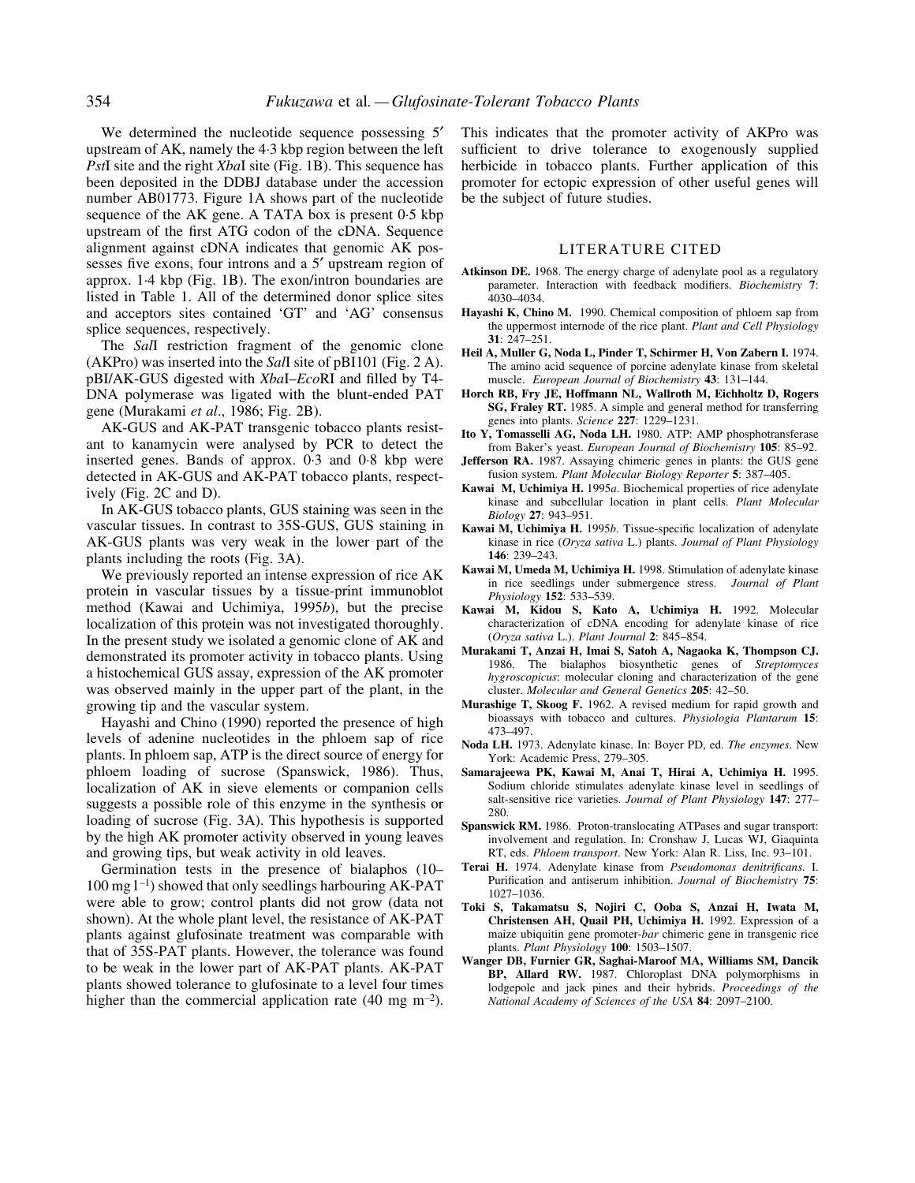We determined the nucleotide sequence possessing 5′ upstream of AK, namely the 4·3 kbp region between the left *Pst*I site and the right *Xba*I site (Fig. 1B). This sequence has been deposited in the DDBJ database under the accession number AB01773. Figure 1A shows part of the nucleotide sequence of the AK gene. A TATA box is present 0·5 kbp upstream of the first ATG codon of the cDNA. Sequence alignment against cDNA indicates that genomic AK possesses five exons, four introns and a 5′ upstream region of approx. 1·4 kbp (Fig. 1B). The exon/intron boundaries are listed in Table 1. All of the determined donor splice sites and acceptors sites contained 'GT' and 'AG' consensus splice sequences, respectively.

The *Sal*I restriction fragment of the genomic clone (AKPro) was inserted into the *Sal*I site of pBI101 (Fig. 2 A). pBI/AK-GUS digested with *Xba*I–*Eco*RI and filled by T4-DNA polymerase was ligated with the blunt-ended PAT gene (Murakami *et al*., 1986; Fig. 2B).

AK-GUS and AK-PAT transgenic tobacco plants resistant to kanamycin were analysed by PCR to detect the inserted genes. Bands of approx. 0·3 and 0·8 kbp were detected in AK-GUS and AK-PAT tobacco plants, respectively (Fig. 2C and D).

In AK-GUS tobacco plants, GUS staining was seen in the vascular tissues. In contrast to 35S-GUS, GUS staining in AK-GUS plants was very weak in the lower part of the plants including the roots (Fig. 3A).

We previously reported an intense expression of rice AK protein in vascular tissues by a tissue-print immunoblot method (Kawai and Uchimiya, 1995*b*), but the precise localization of this protein was not investigated thoroughly. In the present study we isolated a genomic clone of AK and demonstrated its promoter activity in tobacco plants. Using a histochemical GUS assay, expression of the AK promoter was observed mainly in the upper part of the plant, in the growing tip and the vascular system.

Hayashi and Chino (1990) reported the presence of high levels of adenine nucleotides in the phloem sap of rice plants. In phloem sap, ATP is the direct source of energy for phloem loading of sucrose (Spanswick, 1986). Thus, localization of AK in sieve elements or companion cells suggests a possible role of this enzyme in the synthesis or loading of sucrose (Fig. 3A). This hypothesis is supported by the high AK promoter activity observed in young leaves and growing tips, but weak activity in old leaves.

Germination tests in the presence of bialaphos (10–100 mg $l^{-1}$) showed that only seedlings harbouring AK-PAT were able to grow; control plants did not grow (data not shown). At the whole plant level, the resistance of AK-PAT plants against glufosinate treatment was comparable with that of 35S-PAT plants. However, the tolerance was found to be weak in the lower part of AK-PAT plants. AK-PAT plants showed tolerance to glufosinate to a level four times higher than the commercial application rate (40 mg $m^{-2}$). This indicates that the promoter activity of AKPro was sufficient to drive tolerance to exogenously supplied herbicide in tobacco plants. Further application of this promoter for ectopic expression of other useful genes will be the subject of future studies.

## LITERATURE CITED

**Atkinson DE.** 1968. The energy charge of adenylate pool as a regulatory parameter. Interaction with feedback modifiers. *Biochemistry* **7**: 4030–4034.

**Hayashi K, Chino M.** 1990. Chemical composition of phloem sap from the uppermost internode of the rice plant. *Plant and Cell Physiology* **31**: 247–251.

**Heil A, Muller G, Noda L, Pinder T, Schirmer H, Von Zabern I.** 1974. The amino acid sequence of porcine adenylate kinase from skeletal muscle. *European Journal of Biochemistry* **43**: 131–144.

**Horch RB, Fry JE, Hoffmann NL, Wallroth M, Eichholtz D, Rogers SG, Fraley RT.** 1985. A simple and general method for transferring genes into plants. *Science* **227**: 1229–1231.

**Ito Y, Tomasselli AG, Noda LH.** 1980. ATP: AMP phosphotransferase from Baker's yeast. *European Journal of Biochemistry* **105**: 85–92.

**Jefferson RA.** 1987. Assaying chimeric genes in plants: the GUS gene fusion system. *Plant Molecular Biology Reporter* **5**: 387–405.

**Kawai M, Uchimiya H.** 1995*a*. Biochemical properties of rice adenylate kinase and subcellular location in plant cells. *Plant Molecular Biology* **27**: 943–951.

**Kawai M, Uchimiya H.** 1995*b*. Tissue-specific localization of adenylate kinase in rice (*Oryza sativa* L.) plants. *Journal of Plant Physiology* **146**: 239–243.

**Kawai M, Umeda M, Uchimiya H.** 1998. Stimulation of adenylate kinase in rice seedlings under submergence stress. *Journal of Plant Physiology* **152**: 533–539.

**Kawai M, Kidou S, Kato A, Uchimiya H.** 1992. Molecular characterization of cDNA encoding for adenylate kinase of rice (*Oryza sativa* L.). *Plant Journal* **2**: 845–854.

**Murakami T, Anzai H, Imai S, Satoh A, Nagaoka K, Thompson CJ.** 1986. The bialaphos biosynthetic genes of *Streptomyces hygroscopicus*: molecular cloning and characterization of the gene cluster. *Molecular and General Genetics* **205**: 42–50.

**Murashige T, Skoog F.** 1962. A revised medium for rapid growth and bioassays with tobacco and cultures. *Physiologia Plantarum* **15**: 473–497.

**Noda LH.** 1973. Adenylate kinase. In: Boyer PD, ed. *The enzymes*. New York: Academic Press, 279–305.

**Samarajeewa PK, Kawai M, Anai T, Hirai A, Uchimiya H.** 1995. Sodium chloride stimulates adenylate kinase level in seedlings of salt-sensitive rice varieties. *Journal of Plant Physiology* **147**: 277–280.

**Spanswick RM.** 1986. Proton-translocating ATPases and sugar transport: involvement and regulation. In: Cronshaw J, Lucas WJ, Giaquinta RT, eds. *Phloem transport*. New York: Alan R. Liss, Inc. 93–101.

**Terai H.** 1974. Adenylate kinase from *Pseudomonas denitrificans*. I. Purification and antiserum inhibition. *Journal of Biochemistry* **75**: 1027–1036.

**Toki S, Takamatsu S, Nojiri C, Ooba S, Anzai H, Iwata M, Christensen AH, Quail PH, Uchimiya H.** 1992. Expression of a maize ubiquitin gene promoter-*bar* chimeric gene in transgenic rice plants. *Plant Physiology* **100**: 1503–1507.

**Wanger DB, Furnier GR, Saghai-Maroof MA, Williams SM, Dancik BP, Allard RW.** 1987. Chloroplast DNA polymorphisms in lodgepole and jack pines and their hybrids. *Proceedings of the National Academy of Sciences of the USA* **84**: 2097–2100.